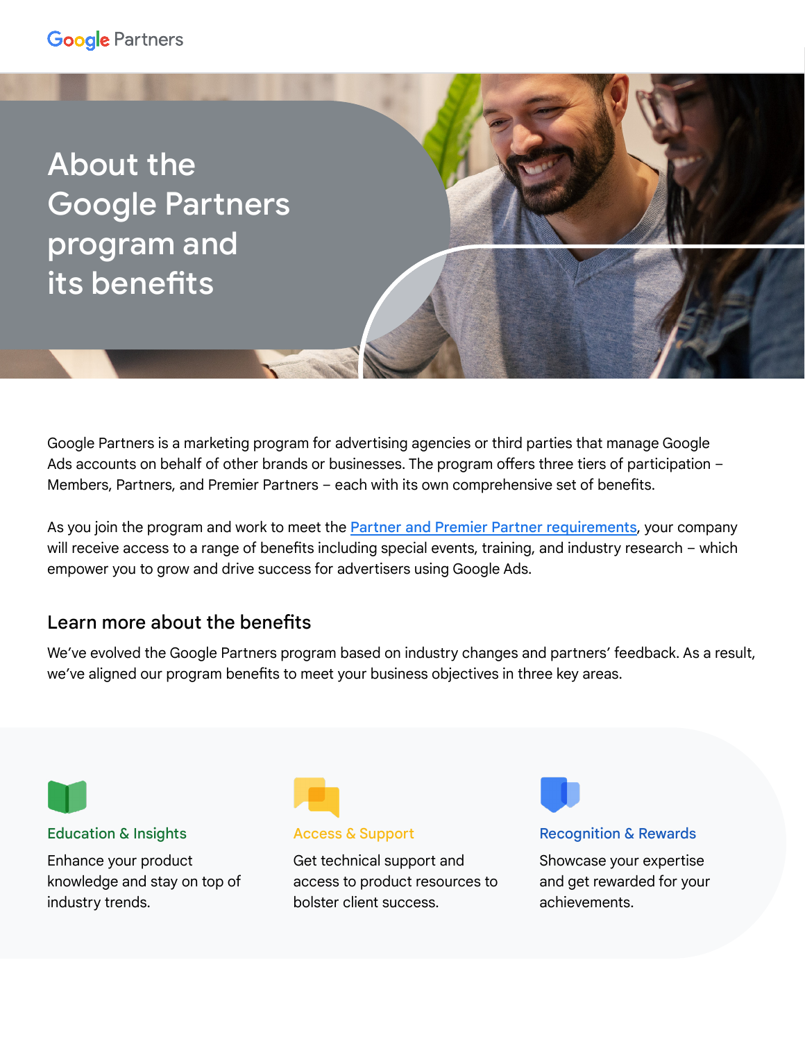Google Partners

# About the Google Partners program and its benefits

Google Partners is a marketing program for advertising agencies or third parties that manage Google Ads accounts on behalf of other brands or businesses. The program offers three tiers of participation – Members, Partners, and Premier Partners – each with its own comprehensive set of benefits.

As you join the program and work to meet the [Partner and Premier Partner requirements](), your company will receive access to a range of benefits including special events, training, and industry research – which empower you to grow and drive success for advertisers using Google Ads.

## Learn more about the benefits

We've evolved the Google Partners program based on industry changes and partners' feedback. As a result, we've aligned our program benefits to meet your business objectives in three key areas.

### Education & Insights

Enhance your product knowledge and stay on top of industry trends.

### Access & Support

Get technical support and access to product resources to bolster client success.

### Recognition & Rewards

Showcase your expertise and get rewarded for your achievements.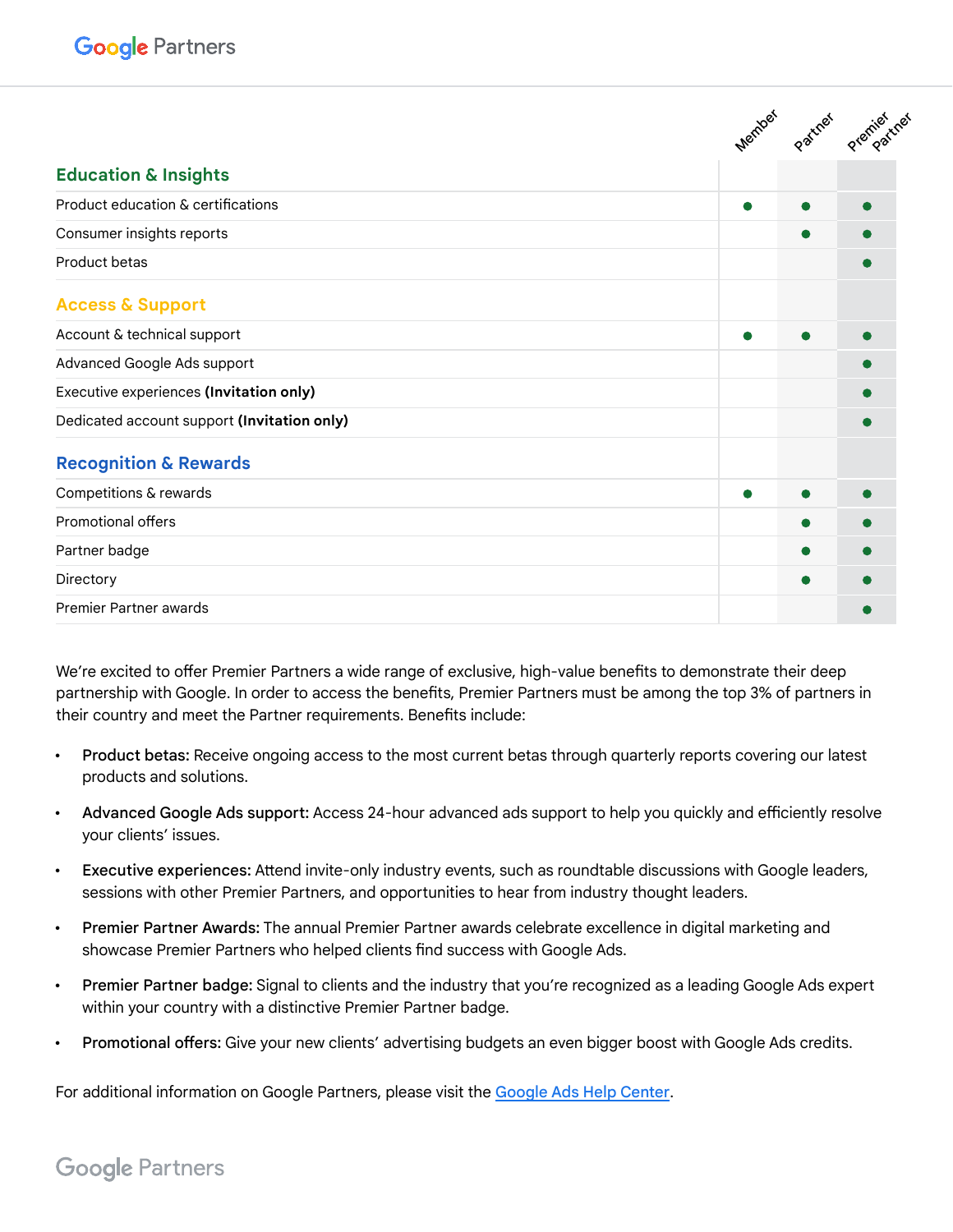| | Member | Partner | Premier Partner |
|---|---|---|---|
| **Education & Insights** | | | |
| Product education & certifications | ● | ● | ● |
| Consumer insights reports | | ● | ● |
| Product betas | | | ● |
| **Access & Support** | | | |
| Account & technical support | ● | ● | ● |
| Advanced Google Ads support | | | ● |
| Executive experiences **(Invitation only)** | | | ● |
| Dedicated account support **(Invitation only)** | | | ● |
| **Recognition & Rewards** | | | |
| Competitions & rewards | ● | ● | ● |
| Promotional offers | | ● | ● |
| Partner badge | | ● | ● |
| Directory | | ● | ● |
| Premier Partner awards | | | ● |

We're excited to offer Premier Partners a wide range of exclusive, high-value benefits to demonstrate their deep partnership with Google. In order to access the benefits, Premier Partners must be among the top 3% of partners in their country and meet the Partner requirements. Benefits include:

- **Product betas:** Receive ongoing access to the most current betas through quarterly reports covering our latest products and solutions.
- **Advanced Google Ads support:** Access 24-hour advanced ads support to help you quickly and efficiently resolve your clients' issues.
- **Executive experiences:** Attend invite-only industry events, such as roundtable discussions with Google leaders, sessions with other Premier Partners, and opportunities to hear from industry thought leaders.
- **Premier Partner Awards:** The annual Premier Partner awards celebrate excellence in digital marketing and showcase Premier Partners who helped clients find success with Google Ads.
- **Premier Partner badge:** Signal to clients and the industry that you're recognized as a leading Google Ads expert within your country with a distinctive Premier Partner badge.
- **Promotional offers:** Give your new clients' advertising budgets an even bigger boost with Google Ads credits.

For additional information on Google Partners, please visit the Google Ads Help Center.